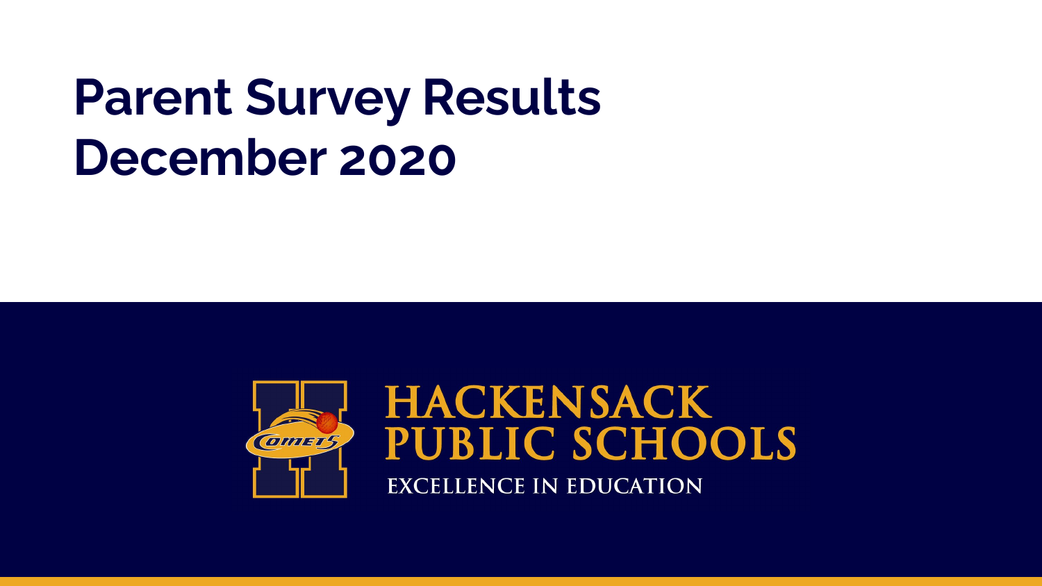# Parent Survey Results
# December 2020

HACKENSACK PUBLIC SCHOOLS

EXCELLENCE IN EDUCATION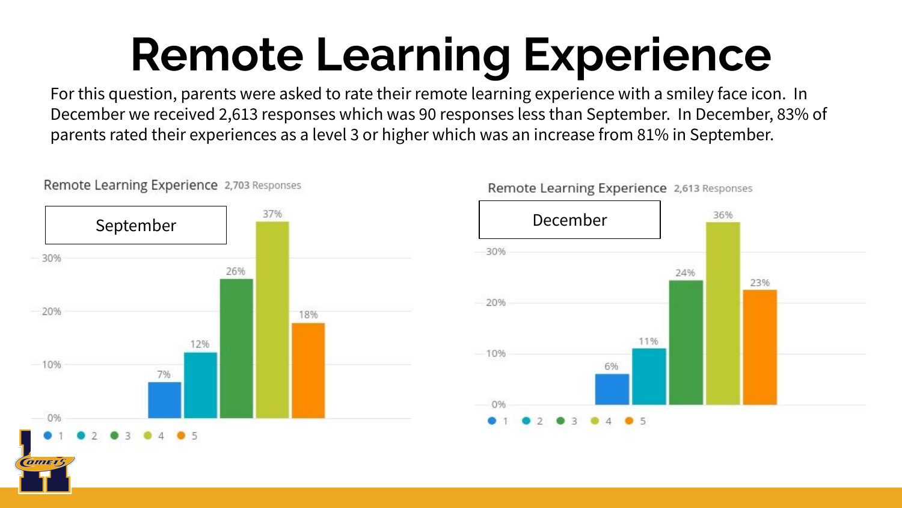# Remote Learning Experience

For this question, parents were asked to rate their remote learning experience with a smiley face icon. In December we received 2,613 responses which was 90 responses less than September. In December, 83% of parents rated their experiences as a level 3 or higher which was an increase from 81% in September.

**Remote Learning Experience** 2,703 Responses — September

| Rating | 1 | 2 | 3 | 4 | 5 |
|---|---|---|---|---|---|
| Percent | 7% | 12% | 26% | 37% | 18% |

**Remote Learning Experience** 2,613 Responses — December

| Rating | 1 | 2 | 3 | 4 | 5 |
|---|---|---|---|---|---|
| Percent | 6% | 11% | 24% | 36% | 23% |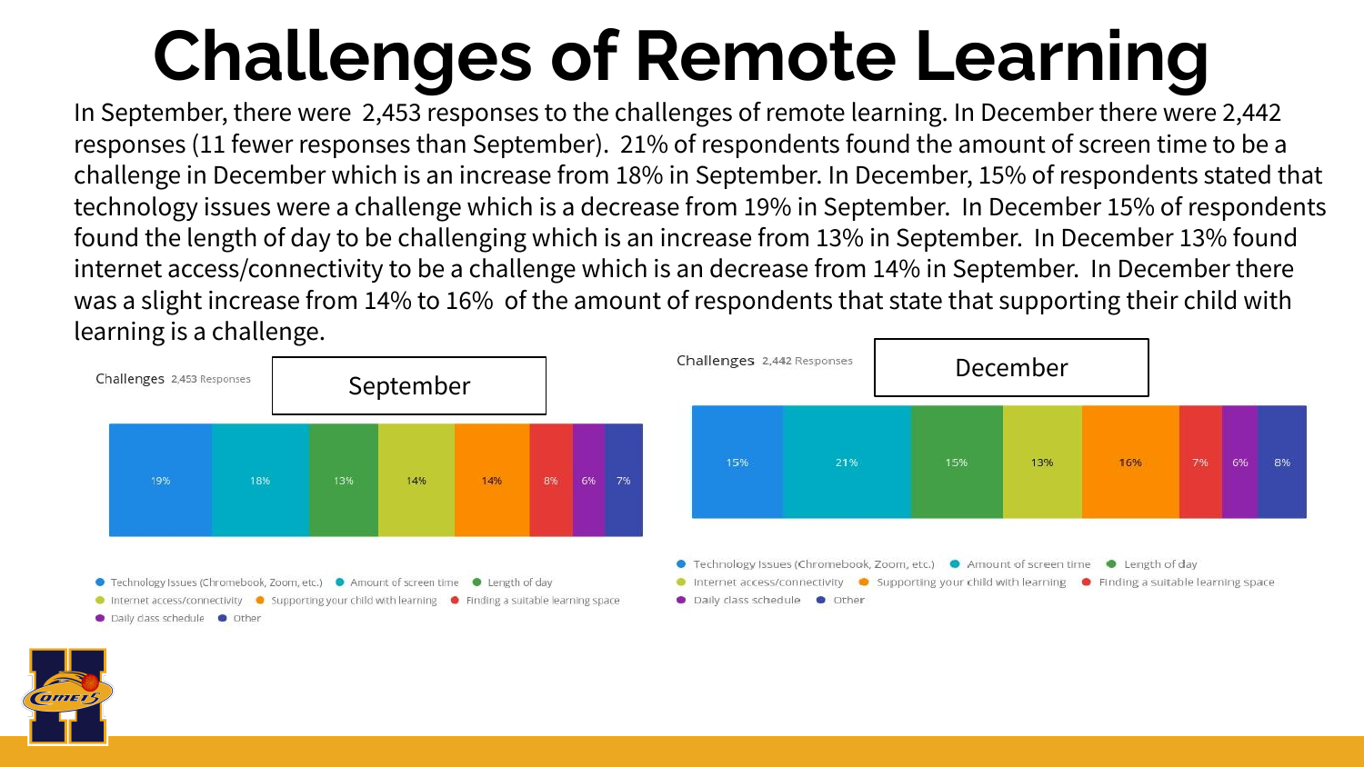# Challenges of Remote Learning

In September, there were 2,453 responses to the challenges of remote learning. In December there were 2,442 responses (11 fewer responses than September). 21% of respondents found the amount of screen time to be a challenge in December which is an increase from 18% in September. In December, 15% of respondents stated that technology issues were a challenge which is a decrease from 19% in September. In December 15% of respondents found the length of day to be challenging which is an increase from 13% in September. In December 13% found internet access/connectivity to be a challenge which is an decrease from 14% in September. In December there was a slight increase from 14% to 16% of the amount of respondents that state that supporting their child with learning is a challenge.

**September**

Challenges 2,453 Responses

| Technology Issues (Chromebook, Zoom, etc.) | Amount of screen time | Length of day | Internet access/connectivity | Supporting your child with learning | Finding a suitable learning space | Daily class schedule | Other |
|---|---|---|---|---|---|---|---|
| 19% | 18% | 13% | 14% | 14% | 8% | 6% | 7% |

**December**

Challenges 2,442 Responses

| Technology Issues (Chromebook, Zoom, etc.) | Amount of screen time | Length of day | Internet access/connectivity | Supporting your child with learning | Finding a suitable learning space | Daily class schedule | Other |
|---|---|---|---|---|---|---|---|
| 15% | 21% | 15% | 13% | 16% | 7% | 6% | 8% |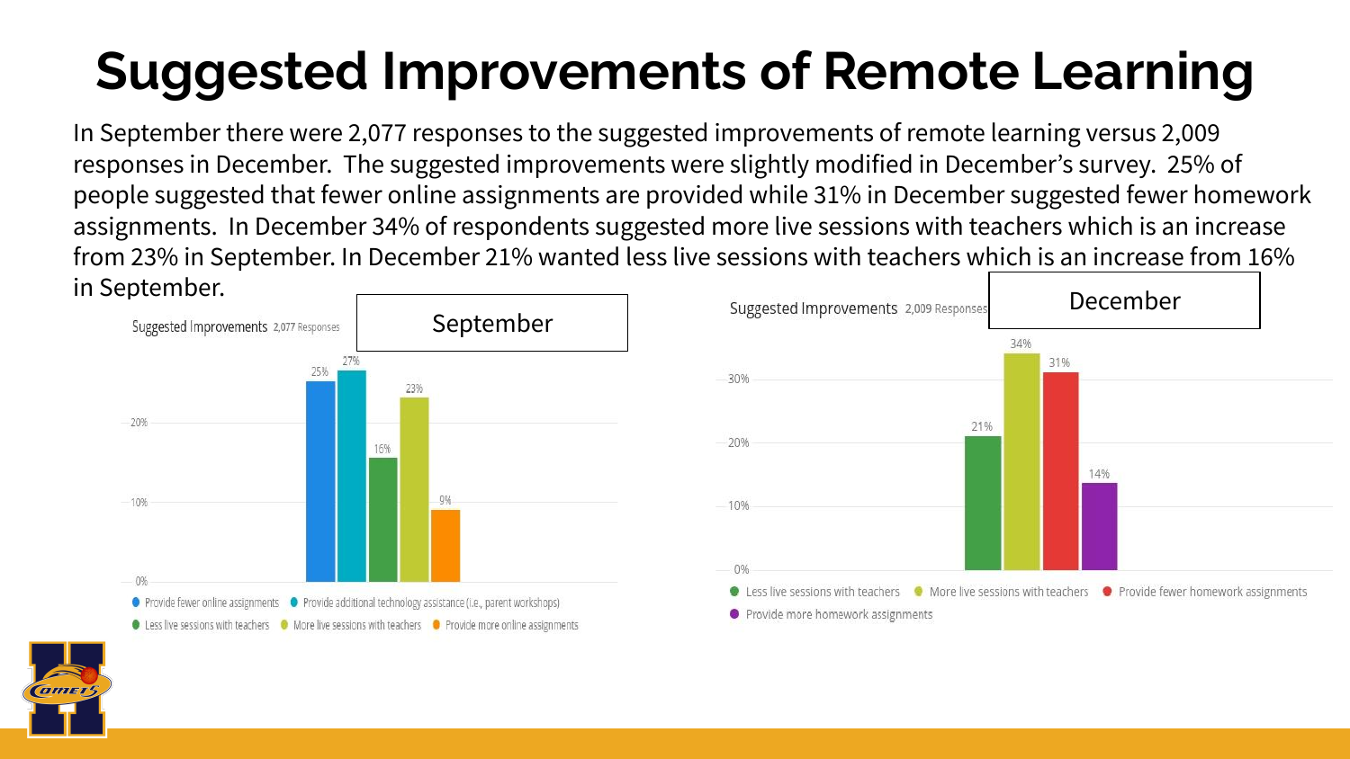# Suggested Improvements of Remote Learning

In September there were 2,077 responses to the suggested improvements of remote learning versus 2,009 responses in December. The suggested improvements were slightly modified in December's survey. 25% of people suggested that fewer online assignments are provided while 31% in December suggested fewer homework assignments. In December 34% of respondents suggested more live sessions with teachers which is an increase from 23% in September. In December 21% wanted less live sessions with teachers which is an increase from 16% in September.

**September**

Suggested Improvements 2,077 Responses

| Suggested Improvement | Percentage |
| --- | --- |
| Provide fewer online assignments | 25% |
| Provide additional technology assistance (i.e., parent workshops) | 27% |
| Less live sessions with teachers | 16% |
| More live sessions with teachers | 23% |
| Provide more online assignments | 9% |

**December**

Suggested Improvements 2,009 Responses

| Suggested Improvement | Percentage |
| --- | --- |
| Less live sessions with teachers | 21% |
| More live sessions with teachers | 34% |
| Provide fewer homework assignments | 31% |
| Provide more homework assignments | 14% |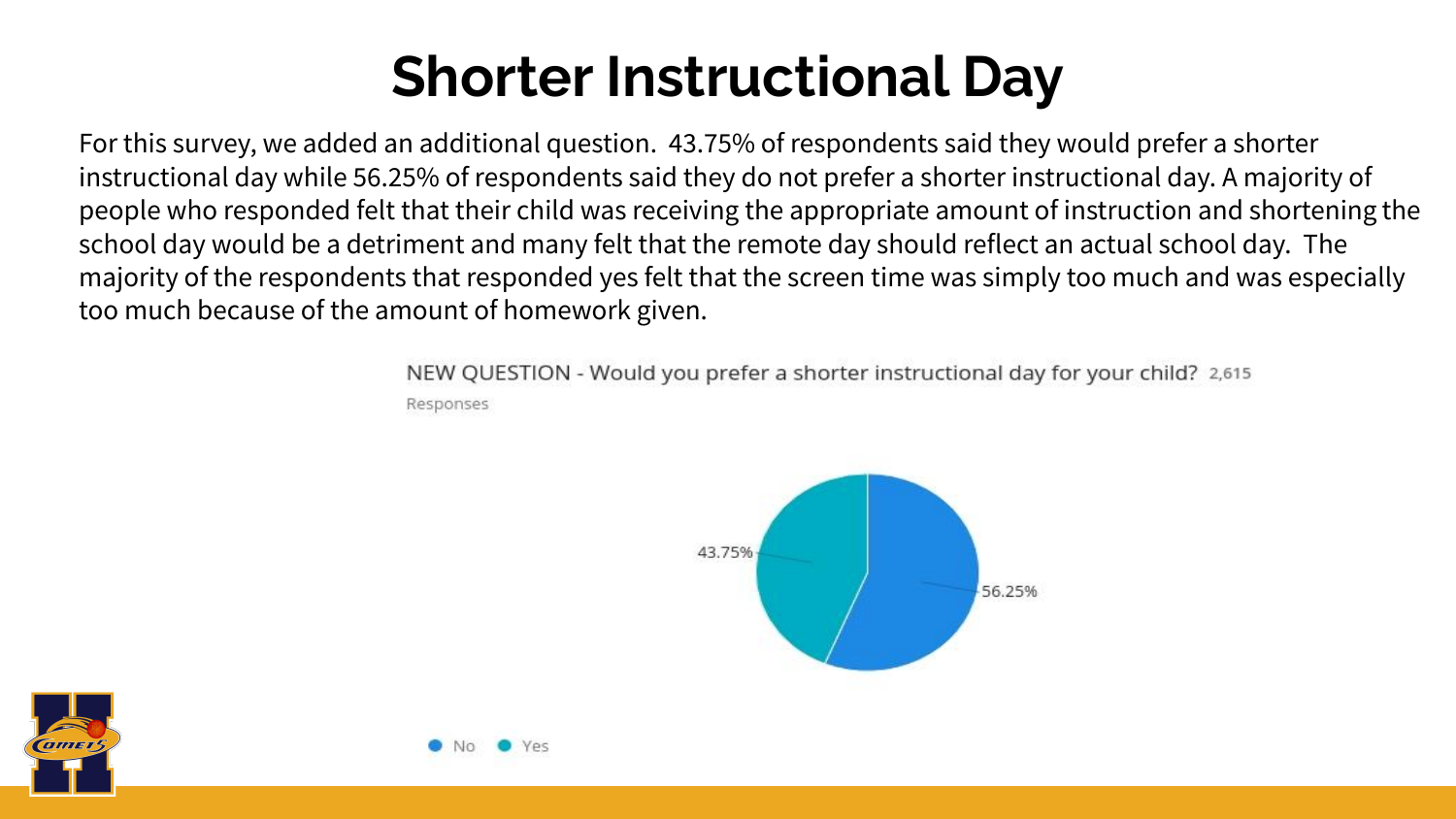# Shorter Instructional Day

For this survey, we added an additional question. 43.75% of respondents said they would prefer a shorter instructional day while 56.25% of respondents said they do not prefer a shorter instructional day. A majority of people who responded felt that their child was receiving the appropriate amount of instruction and shortening the school day would be a detriment and many felt that the remote day should reflect an actual school day. The majority of the respondents that responded yes felt that the screen time was simply too much and was especially too much because of the amount of homework given.

NEW QUESTION - Would you prefer a shorter instructional day for your child? 2,615 Responses

43.75%

56.25%

No Yes